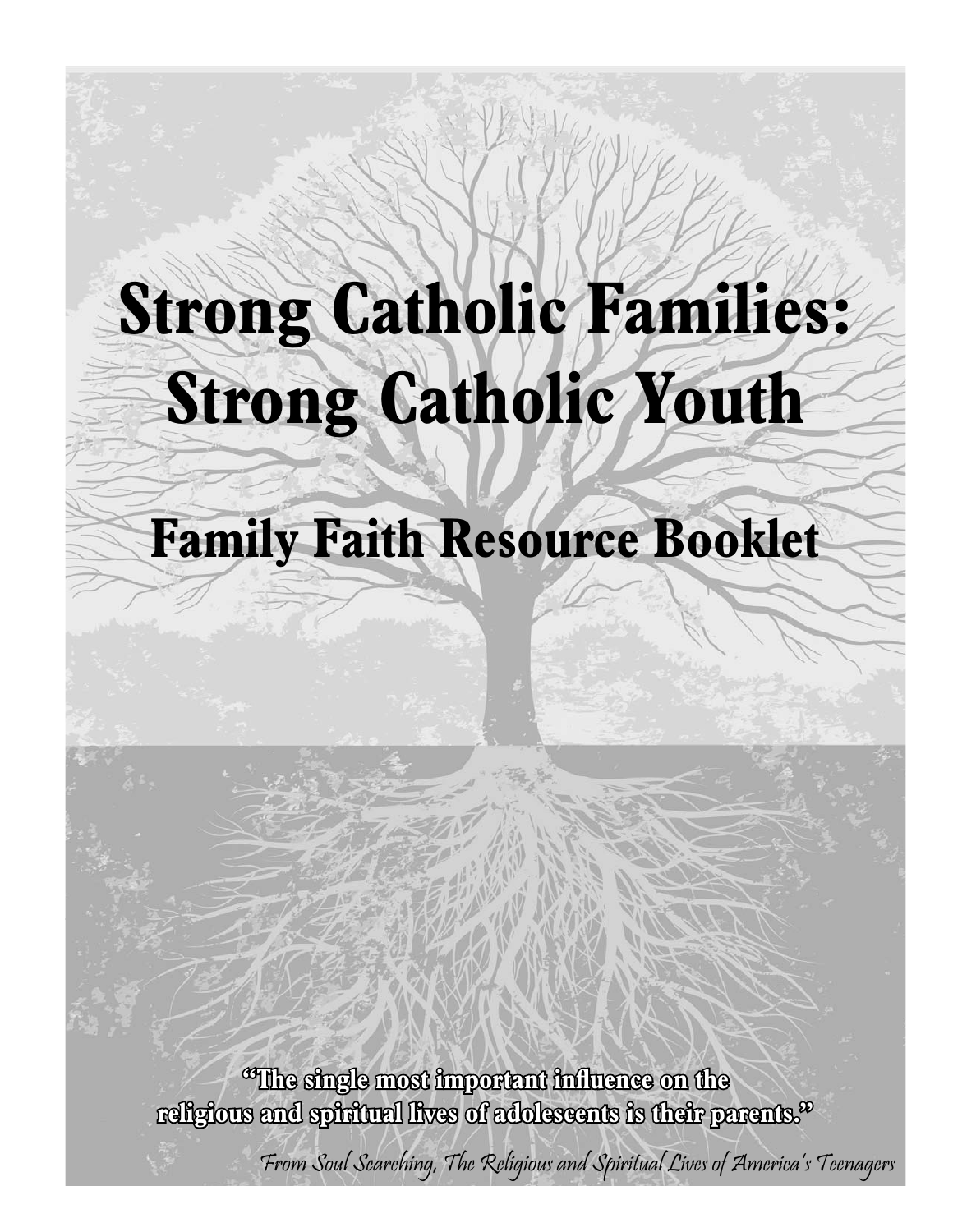# Strong Catholic Families: Strong Catholic Youth

## Family Faith Resource Booklet

**"The single most important influence on the religious and spiritual lives of adolescents is their parents."**

*From Soul Searching, The Religious and Spiritual Lives of America's Teenagers*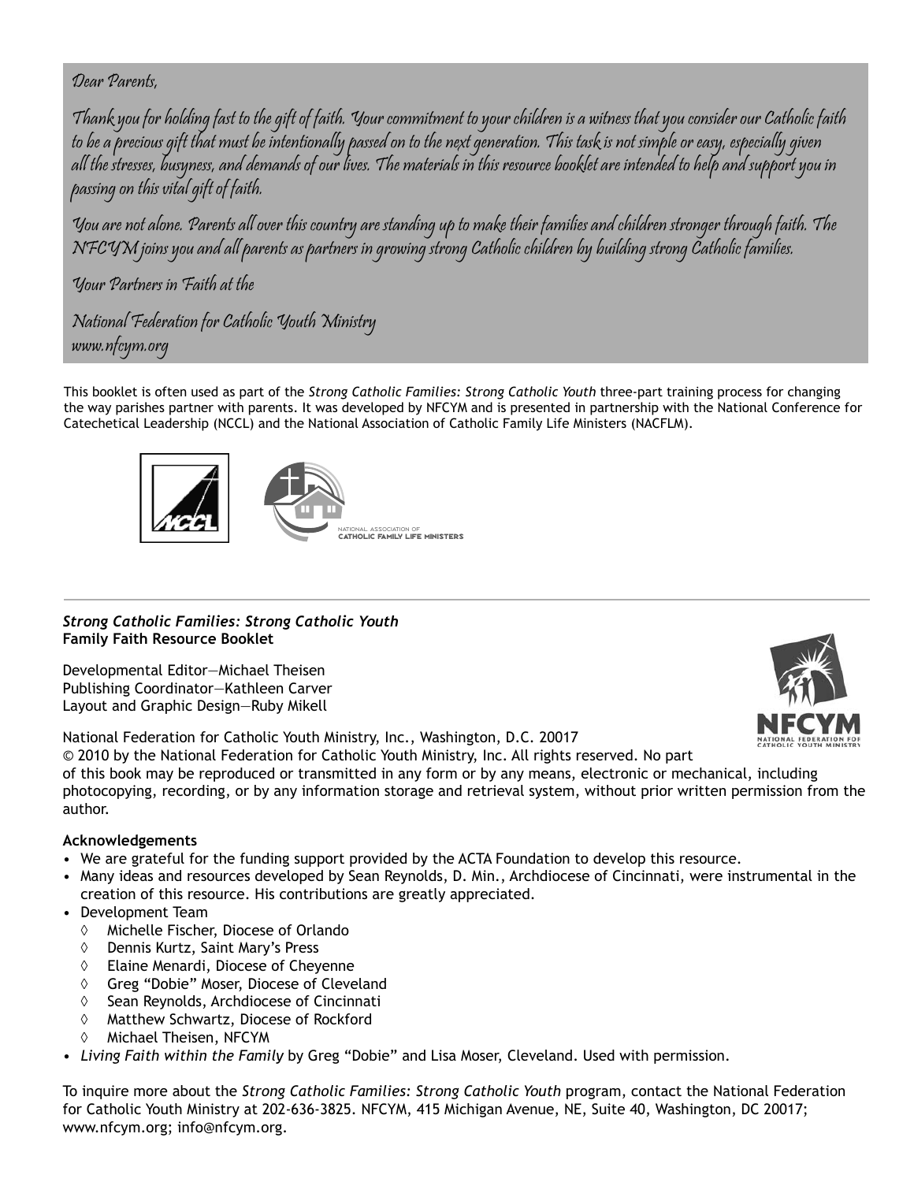Dear Parents,

Thank you for holding fast to the gift of faith. Your commitment to your children is a witness that you consider our Catholic faith to be a precious gift that must be intentionally passed on to the next generation. This task is not simple or easy, especially given all the stresses, busyness, and demands of our lives. The materials in this resource booklet are intended to help and support you in passing on this vital gift of faith.

You are not alone. Parents all over this country are standing up to make their families and children stronger through faith. The NFCYM joins you and all parents as partners in growing strong Catholic children by building strong Catholic families.

Your Partners in Faith at the

National Federation for Catholic Youth Ministry
www.nfcym.org

This booklet is often used as part of the *Strong Catholic Families: Strong Catholic Youth* three-part training process for changing the way parishes partner with parents. It was developed by NFCYM and is presented in partnership with the National Conference for Catechetical Leadership (NCCL) and the National Association of Catholic Family Life Ministers (NACFLM).

NATIONAL ASSOCIATION OF CATHOLIC FAMILY LIFE MINISTERS

***Strong Catholic Families: Strong Catholic Youth***
**Family Faith Resource Booklet**

Developmental Editor—Michael Theisen
Publishing Coordinator—Kathleen Carver
Layout and Graphic Design—Ruby Mikell

National Federation for Catholic Youth Ministry, Inc., Washington, D.C. 20017
© 2010 by the National Federation for Catholic Youth Ministry, Inc. All rights reserved. No part of this book may be reproduced or transmitted in any form or by any means, electronic or mechanical, including photocopying, recording, or by any information storage and retrieval system, without prior written permission from the author.

**Acknowledgements**

- We are grateful for the funding support provided by the ACTA Foundation to develop this resource.
- Many ideas and resources developed by Sean Reynolds, D. Min., Archdiocese of Cincinnati, were instrumental in the creation of this resource. His contributions are greatly appreciated.
- Development Team
  - Michelle Fischer, Diocese of Orlando
  - Dennis Kurtz, Saint Mary's Press
  - Elaine Menardi, Diocese of Cheyenne
  - Greg "Dobie" Moser, Diocese of Cleveland
  - Sean Reynolds, Archdiocese of Cincinnati
  - Matthew Schwartz, Diocese of Rockford
  - Michael Theisen, NFCYM
- *Living Faith within the Family* by Greg "Dobie" and Lisa Moser, Cleveland. Used with permission.

To inquire more about the *Strong Catholic Families: Strong Catholic Youth* program, contact the National Federation for Catholic Youth Ministry at 202-636-3825. NFCYM, 415 Michigan Avenue, NE, Suite 40, Washington, DC 20017; www.nfcym.org; info@nfcym.org.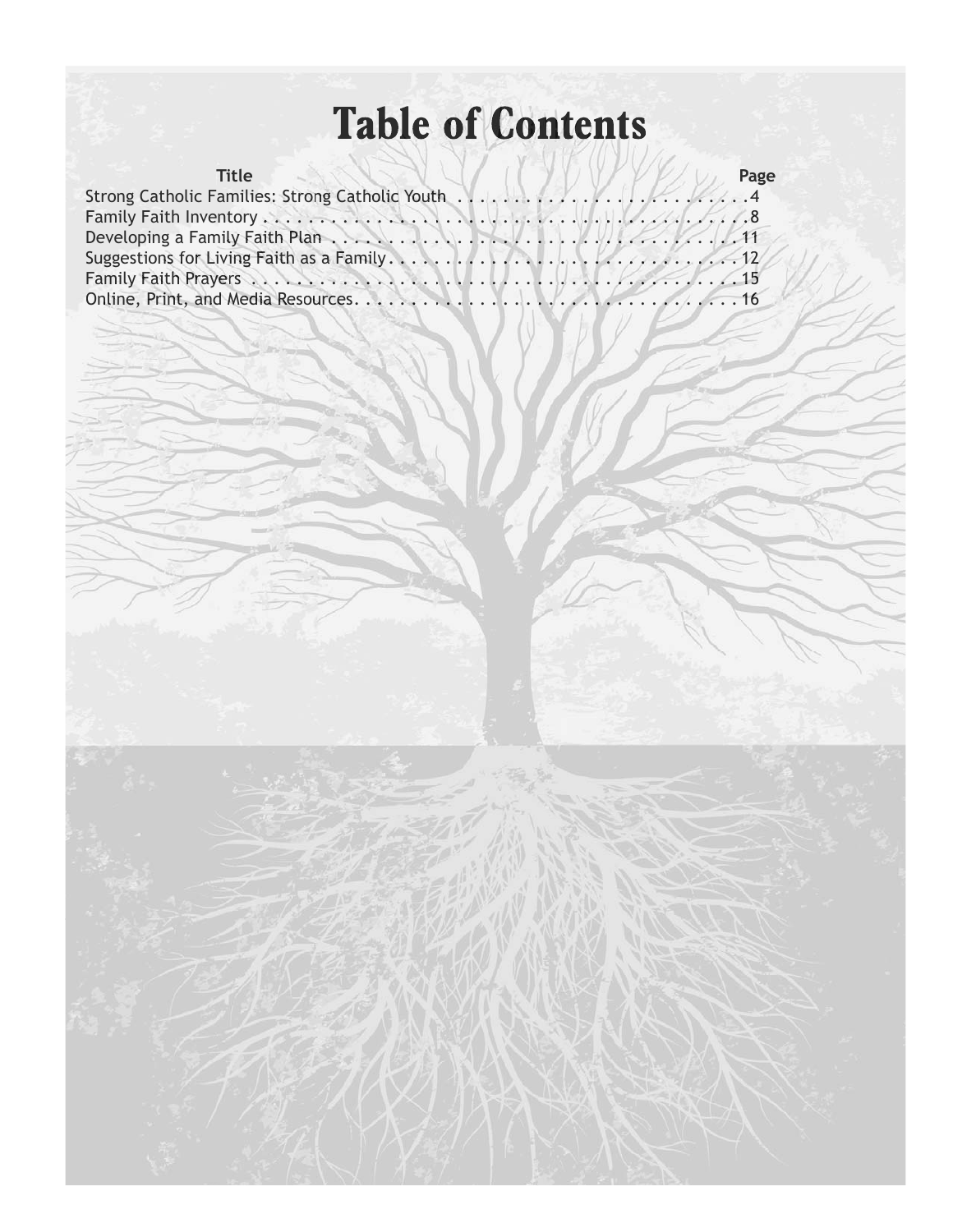# Table of Contents

| Title | Page |
| --- | --- |
| Strong Catholic Families: Strong Catholic Youth | 4 |
| Family Faith Inventory | 8 |
| Developing a Family Faith Plan | 11 |
| Suggestions for Living Faith as a Family | 12 |
| Family Faith Prayers | 15 |
| Online, Print, and Media Resources | 16 |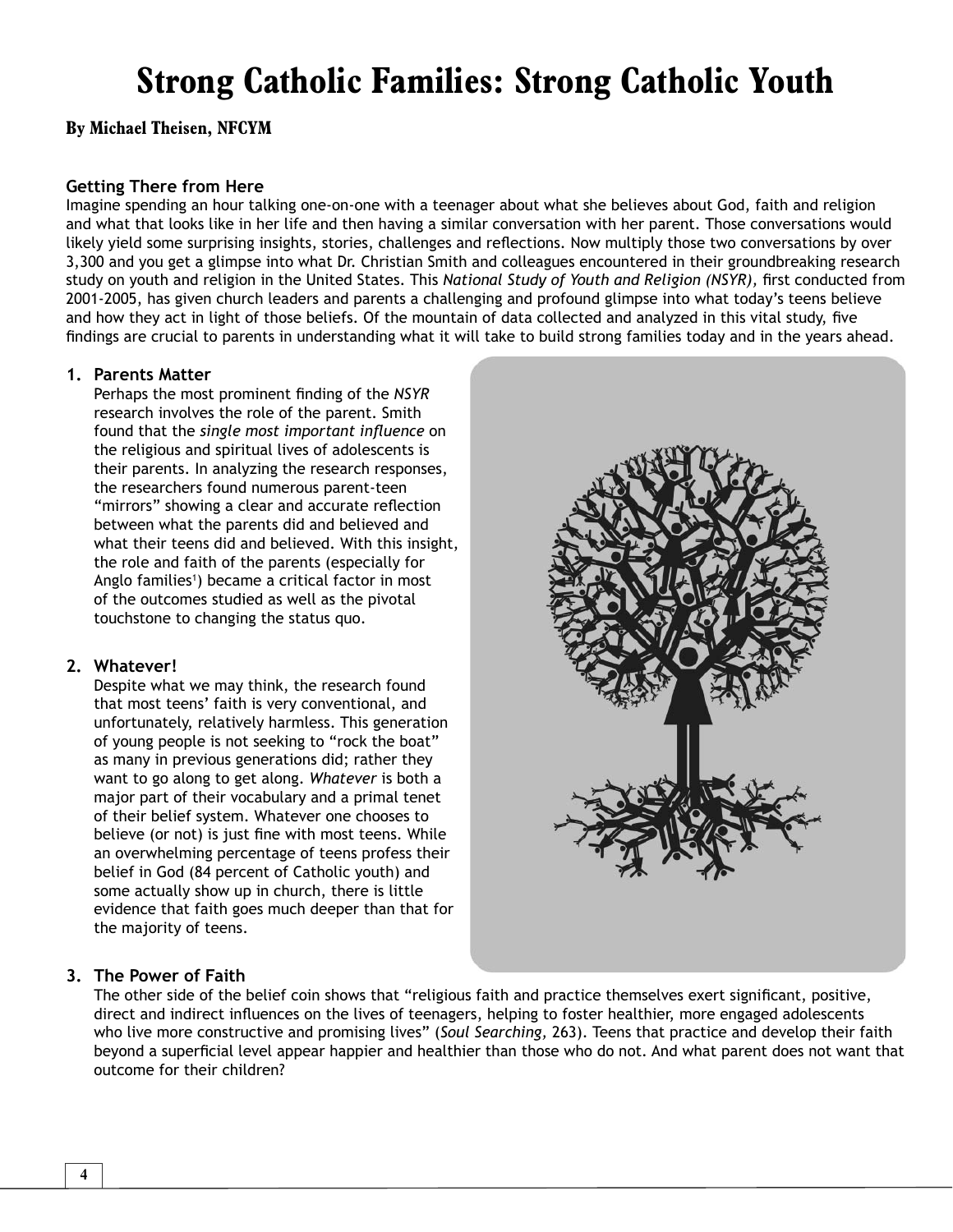# Strong Catholic Families: Strong Catholic Youth

**By Michael Theisen, NFCYM**

### Getting There from Here

Imagine spending an hour talking one-on-one with a teenager about what she believes about God, faith and religion and what that looks like in her life and then having a similar conversation with her parent. Those conversations would likely yield some surprising insights, stories, challenges and reflections. Now multiply those two conversations by over 3,300 and you get a glimpse into what Dr. Christian Smith and colleagues encountered in their groundbreaking research study on youth and religion in the United States. This *National Study of Youth and Religion (NSYR),* first conducted from 2001-2005, has given church leaders and parents a challenging and profound glimpse into what today's teens believe and how they act in light of those beliefs. Of the mountain of data collected and analyzed in this vital study, five findings are crucial to parents in understanding what it will take to build strong families today and in the years ahead.

1. **Parents Matter**
   Perhaps the most prominent finding of the *NSYR* research involves the role of the parent. Smith found that the *single most important influence* on the religious and spiritual lives of adolescents is their parents. In analyzing the research responses, the researchers found numerous parent-teen "mirrors" showing a clear and accurate reflection between what the parents did and believed and what their teens did and believed. With this insight, the role and faith of the parents (especially for Anglo families[1]) became a critical factor in most of the outcomes studied as well as the pivotal touchstone to changing the status quo.

2. **Whatever!**
   Despite what we may think, the research found that most teens' faith is very conventional, and unfortunately, relatively harmless. This generation of young people is not seeking to "rock the boat" as many in previous generations did; rather they want to go along to get along. *Whatever* is both a major part of their vocabulary and a primal tenet of their belief system. Whatever one chooses to believe (or not) is just fine with most teens. While an overwhelming percentage of teens profess their belief in God (84 percent of Catholic youth) and some actually show up in church, there is little evidence that faith goes much deeper than that for the majority of teens.

3. **The Power of Faith**
   The other side of the belief coin shows that "religious faith and practice themselves exert significant, positive, direct and indirect influences on the lives of teenagers, helping to foster healthier, more engaged adolescents who live more constructive and promising lives" (*Soul Searching,* 263). Teens that practice and develop their faith beyond a superficial level appear happier and healthier than those who do not. And what parent does not want that outcome for their children?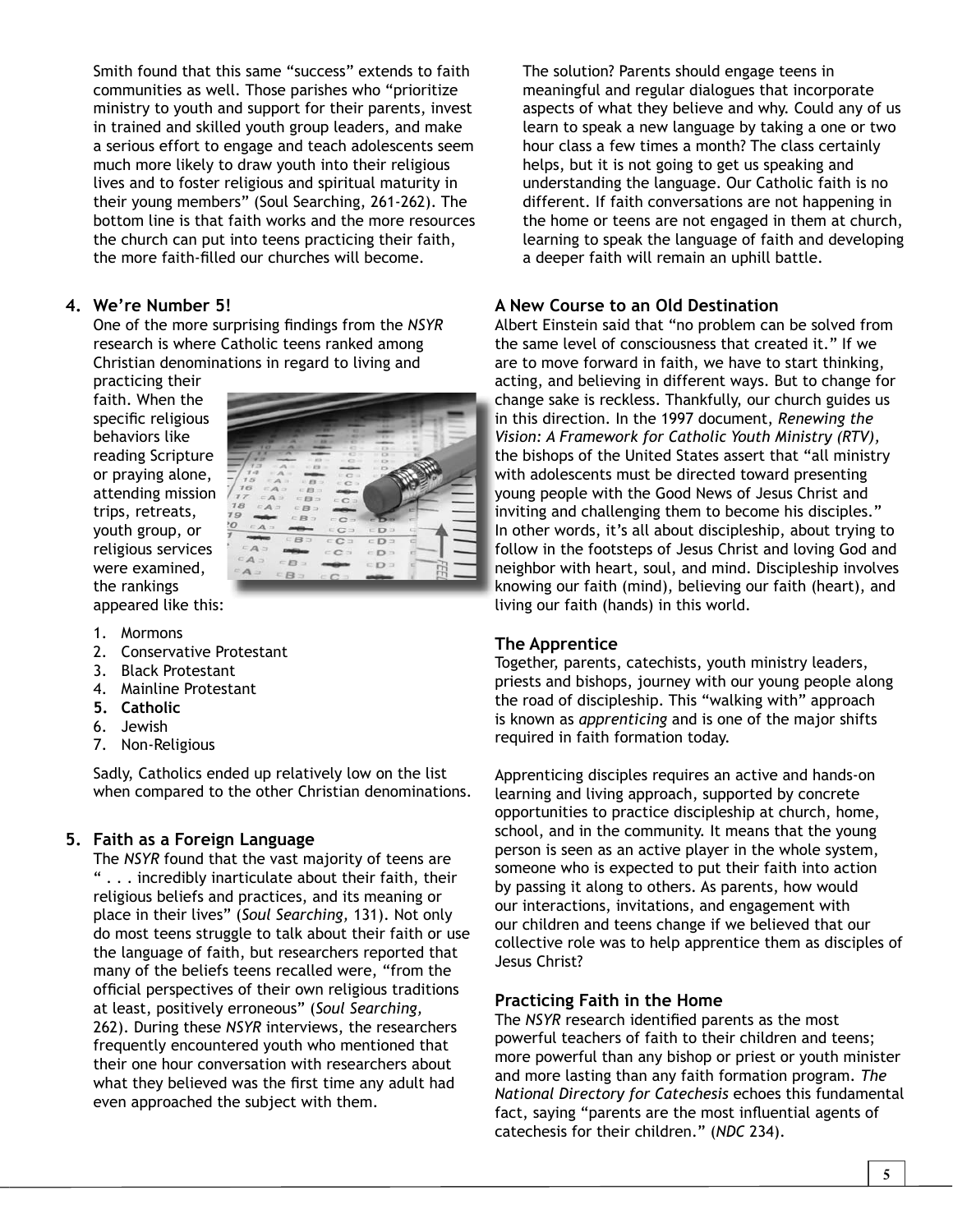Smith found that this same "success" extends to faith communities as well. Those parishes who "prioritize ministry to youth and support for their parents, invest in trained and skilled youth group leaders, and make a serious effort to engage and teach adolescents seem much more likely to draw youth into their religious lives and to foster religious and spiritual maturity in their young members" (Soul Searching, 261-262). The bottom line is that faith works and the more resources the church can put into teens practicing their faith, the more faith-filled our churches will become.

## 4. We're Number 5!

One of the more surprising findings from the *NSYR* research is where Catholic teens ranked among Christian denominations in regard to living and practicing their faith. When the specific religious behaviors like reading Scripture or praying alone, attending mission trips, retreats, youth group, or religious services were examined, the rankings appeared like this:

1. Mormons
2. Conservative Protestant
3. Black Protestant
4. Mainline Protestant
5. **Catholic**
6. Jewish
7. Non-Religious

Sadly, Catholics ended up relatively low on the list when compared to the other Christian denominations.

## 5. Faith as a Foreign Language

The *NSYR* found that the vast majority of teens are " . . . incredibly inarticulate about their faith, their religious beliefs and practices, and its meaning or place in their lives" (*Soul Searching,* 131). Not only do most teens struggle to talk about their faith or use the language of faith, but researchers reported that many of the beliefs teens recalled were, "from the official perspectives of their own religious traditions at least, positively erroneous" (*Soul Searching,* 262). During these *NSYR* interviews, the researchers frequently encountered youth who mentioned that their one hour conversation with researchers about what they believed was the first time any adult had even approached the subject with them.

The solution? Parents should engage teens in meaningful and regular dialogues that incorporate aspects of what they believe and why. Could any of us learn to speak a new language by taking a one or two hour class a few times a month? The class certainly helps, but it is not going to get us speaking and understanding the language. Our Catholic faith is no different. If faith conversations are not happening in the home or teens are not engaged in them at church, learning to speak the language of faith and developing a deeper faith will remain an uphill battle.

## A New Course to an Old Destination

Albert Einstein said that "no problem can be solved from the same level of consciousness that created it." If we are to move forward in faith, we have to start thinking, acting, and believing in different ways. But to change for change sake is reckless. Thankfully, our church guides us in this direction. In the 1997 document, *Renewing the Vision: A Framework for Catholic Youth Ministry (RTV),* the bishops of the United States assert that "all ministry with adolescents must be directed toward presenting young people with the Good News of Jesus Christ and inviting and challenging them to become his disciples." In other words, it's all about discipleship, about trying to follow in the footsteps of Jesus Christ and loving God and neighbor with heart, soul, and mind. Discipleship involves knowing our faith (mind), believing our faith (heart), and living our faith (hands) in this world.

## The Apprentice

Together, parents, catechists, youth ministry leaders, priests and bishops, journey with our young people along the road of discipleship. This "walking with" approach is known as *apprenticing* and is one of the major shifts required in faith formation today.

Apprenticing disciples requires an active and hands-on learning and living approach, supported by concrete opportunities to practice discipleship at church, home, school, and in the community. It means that the young person is seen as an active player in the whole system, someone who is expected to put their faith into action by passing it along to others. As parents, how would our interactions, invitations, and engagement with our children and teens change if we believed that our collective role was to help apprentice them as disciples of Jesus Christ?

## Practicing Faith in the Home

The *NSYR* research identified parents as the most powerful teachers of faith to their children and teens; more powerful than any bishop or priest or youth minister and more lasting than any faith formation program. *The National Directory for Catechesis* echoes this fundamental fact, saying "parents are the most influential agents of catechesis for their children." (*NDC* 234).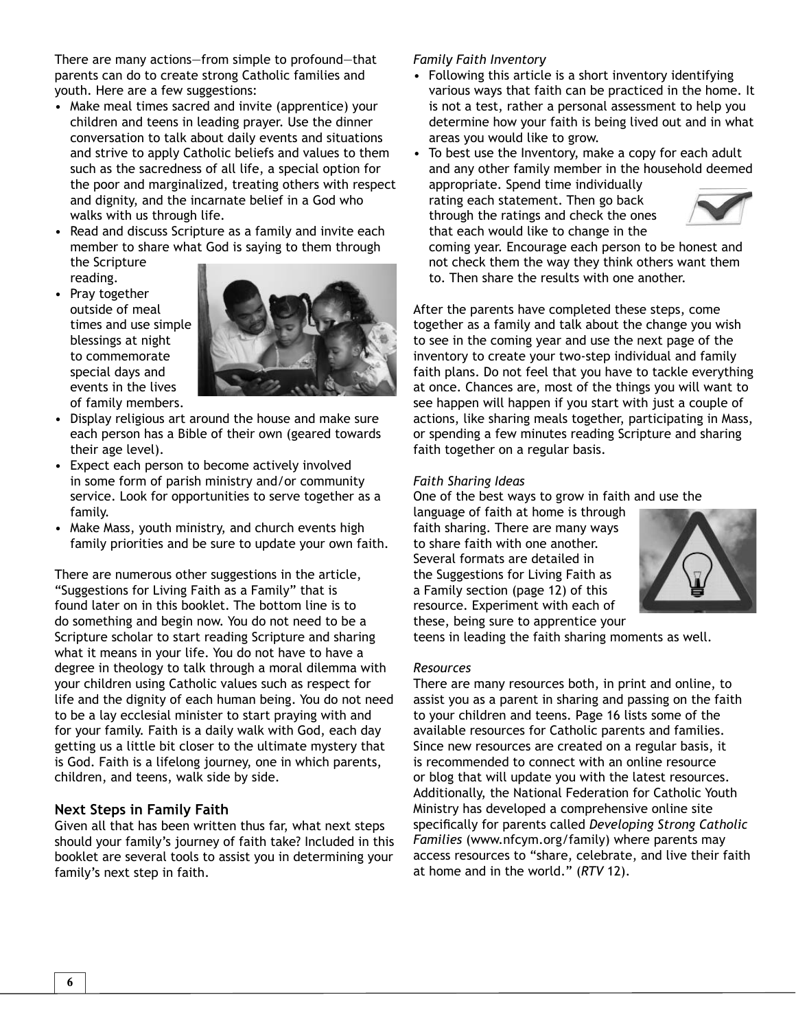There are many actions—from simple to profound—that parents can do to create strong Catholic families and youth. Here are a few suggestions:

- Make meal times sacred and invite (apprentice) your children and teens in leading prayer. Use the dinner conversation to talk about daily events and situations and strive to apply Catholic beliefs and values to them such as the sacredness of all life, a special option for the poor and marginalized, treating others with respect and dignity, and the incarnate belief in a God who walks with us through life.
- Read and discuss Scripture as a family and invite each member to share what God is saying to them through the Scripture reading.
- Pray together outside of meal times and use simple blessings at night to commemorate special days and events in the lives of family members.
- Display religious art around the house and make sure each person has a Bible of their own (geared towards their age level).
- Expect each person to become actively involved in some form of parish ministry and/or community service. Look for opportunities to serve together as a family.
- Make Mass, youth ministry, and church events high family priorities and be sure to update your own faith.

There are numerous other suggestions in the article, "Suggestions for Living Faith as a Family" that is found later on in this booklet. The bottom line is to do something and begin now. You do not need to be a Scripture scholar to start reading Scripture and sharing what it means in your life. You do not have to have a degree in theology to talk through a moral dilemma with your children using Catholic values such as respect for life and the dignity of each human being. You do not need to be a lay ecclesial minister to start praying with and for your family. Faith is a daily walk with God, each day getting us a little bit closer to the ultimate mystery that is God. Faith is a lifelong journey, one in which parents, children, and teens, walk side by side.

### Next Steps in Family Faith

Given all that has been written thus far, what next steps should your family's journey of faith take? Included in this booklet are several tools to assist you in determining your family's next step in faith.

*Family Faith Inventory*

- Following this article is a short inventory identifying various ways that faith can be practiced in the home. It is not a test, rather a personal assessment to help you determine how your faith is being lived out and in what areas you would like to grow.
- To best use the Inventory, make a copy for each adult and any other family member in the household deemed appropriate. Spend time individually rating each statement. Then go back through the ratings and check the ones that each would like to change in the coming year. Encourage each person to be honest and not check them the way they think others want them to. Then share the results with one another.

After the parents have completed these steps, come together as a family and talk about the change you wish to see in the coming year and use the next page of the inventory to create your two-step individual and family faith plans. Do not feel that you have to tackle everything at once. Chances are, most of the things you will want to see happen will happen if you start with just a couple of actions, like sharing meals together, participating in Mass, or spending a few minutes reading Scripture and sharing faith together on a regular basis.

*Faith Sharing Ideas*

One of the best ways to grow in faith and use the language of faith at home is through faith sharing. There are many ways to share faith with one another. Several formats are detailed in the Suggestions for Living Faith as a Family section (page 12) of this resource. Experiment with each of these, being sure to apprentice your teens in leading the faith sharing moments as well.

*Resources*

There are many resources both, in print and online, to assist you as a parent in sharing and passing on the faith to your children and teens. Page 16 lists some of the available resources for Catholic parents and families. Since new resources are created on a regular basis, it is recommended to connect with an online resource or blog that will update you with the latest resources. Additionally, the National Federation for Catholic Youth Ministry has developed a comprehensive online site specifically for parents called *Developing Strong Catholic Families* (www.nfcym.org/family) where parents may access resources to "share, celebrate, and live their faith at home and in the world." (*RTV* 12).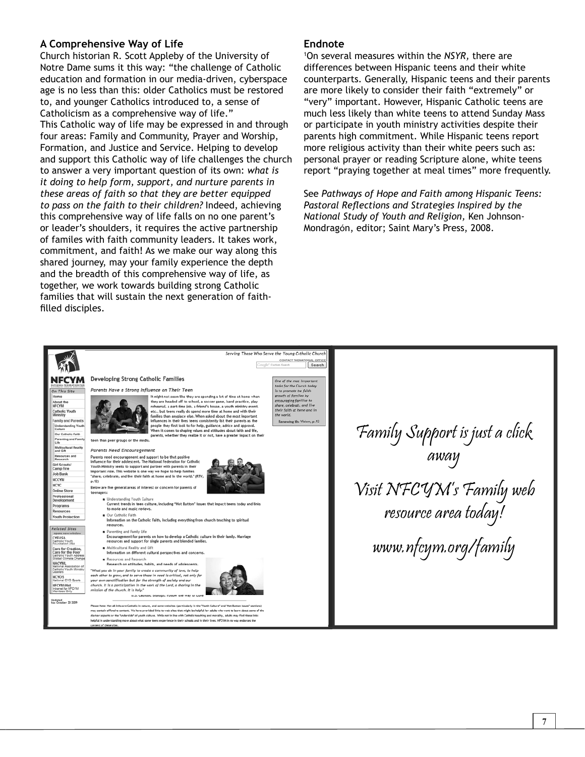## A Comprehensive Way of Life

Church historian R. Scott Appleby of the University of Notre Dame sums it this way: "the challenge of Catholic education and formation in our media-driven, cyberspace age is no less than this: older Catholics must be restored to, and younger Catholics introduced to, a sense of Catholicism as a comprehensive way of life."

This Catholic way of life may be expressed in and through four areas: Family and Community, Prayer and Worship, Formation, and Justice and Service. Helping to develop and support this Catholic way of life challenges the church to answer a very important question of its own: *what is it doing to help form, support, and nurture parents in these areas of faith so that they are better equipped to pass on the faith to their children?* Indeed, achieving this comprehensive way of life falls on no one parent's or leader's shoulders, it requires the active partnership of familes with faith community leaders. It takes work, commitment, and faith! As we make our way along this shared journey, may your family experience the depth and the breadth of this comprehensive way of life, as together, we work towards building strong Catholic families that will sustain the next generation of faith-filled disciples.

## Endnote

[1]On several measures within the *NSYR,* there are differences between Hispanic teens and their white counterparts. Generally, Hispanic teens and their parents are more likely to consider their faith "extremely" or "very" important. However, Hispanic Catholic teens are much less likely than white teens to attend Sunday Mass or participate in youth ministry activities despite their parents high commitment. While Hispanic teens report more religious activity than their white peers such as: personal prayer or reading Scripture alone, white teens report "praying together at meal times" more frequently.

See *Pathways of Hope and Faith among Hispanic Teens: Pastoral Reflections and Strategies Inspired by the National Study of Youth and Religion,* Ken Johnson-Mondragón, editor; Saint Mary's Press, 2008.

Family Support is just a click away

Visit NFCYM's Family web resource area today!

www.nfcym.org/family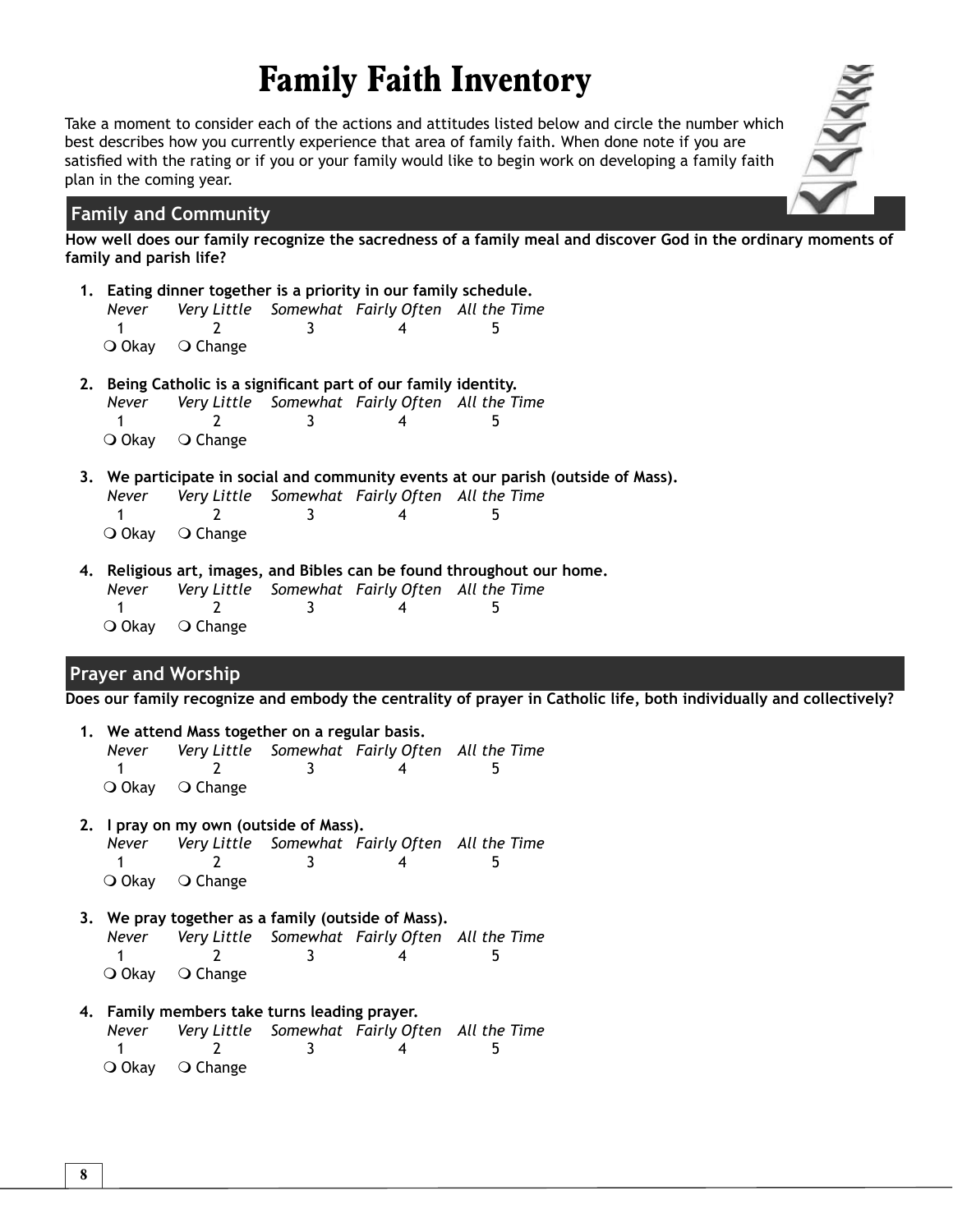# Family Faith Inventory

Take a moment to consider each of the actions and attitudes listed below and circle the number which best describes how you currently experience that area of family faith. When done note if you are satisfied with the rating or if you or your family would like to begin work on developing a family faith plan in the coming year.

## Family and Community

**How well does our family recognize the sacredness of a family meal and discover God in the ordinary moments of family and parish life?**

1. **Eating dinner together is a priority in our family schedule.**

   | *Never* | *Very Little* | *Somewhat* | *Fairly Often* | *All the Time* |
   |---|---|---|---|---|
   | 1 | 2 | 3 | 4 | 5 |

   ❍ Okay ❍ Change

2. **Being Catholic is a significant part of our family identity.**

   | *Never* | *Very Little* | *Somewhat* | *Fairly Often* | *All the Time* |
   |---|---|---|---|---|
   | 1 | 2 | 3 | 4 | 5 |

   ❍ Okay ❍ Change

3. **We participate in social and community events at our parish (outside of Mass).**

   | *Never* | *Very Little* | *Somewhat* | *Fairly Often* | *All the Time* |
   |---|---|---|---|---|
   | 1 | 2 | 3 | 4 | 5 |

   ❍ Okay ❍ Change

4. **Religious art, images, and Bibles can be found throughout our home.**

   | *Never* | *Very Little* | *Somewhat* | *Fairly Often* | *All the Time* |
   |---|---|---|---|---|
   | 1 | 2 | 3 | 4 | 5 |

   ❍ Okay ❍ Change

## Prayer and Worship

**Does our family recognize and embody the centrality of prayer in Catholic life, both individually and collectively?**

1. **We attend Mass together on a regular basis.**

   | *Never* | *Very Little* | *Somewhat* | *Fairly Often* | *All the Time* |
   |---|---|---|---|---|
   | 1 | 2 | 3 | 4 | 5 |

   ❍ Okay ❍ Change

2. **I pray on my own (outside of Mass).**

   | *Never* | *Very Little* | *Somewhat* | *Fairly Often* | *All the Time* |
   |---|---|---|---|---|
   | 1 | 2 | 3 | 4 | 5 |

   ❍ Okay ❍ Change

3. **We pray together as a family (outside of Mass).**

   | *Never* | *Very Little* | *Somewhat* | *Fairly Often* | *All the Time* |
   |---|---|---|---|---|
   | 1 | 2 | 3 | 4 | 5 |

   ❍ Okay ❍ Change

4. **Family members take turns leading prayer.**

   | *Never* | *Very Little* | *Somewhat* | *Fairly Often* | *All the Time* |
   |---|---|---|---|---|
   | 1 | 2 | 3 | 4 | 5 |

   ❍ Okay ❍ Change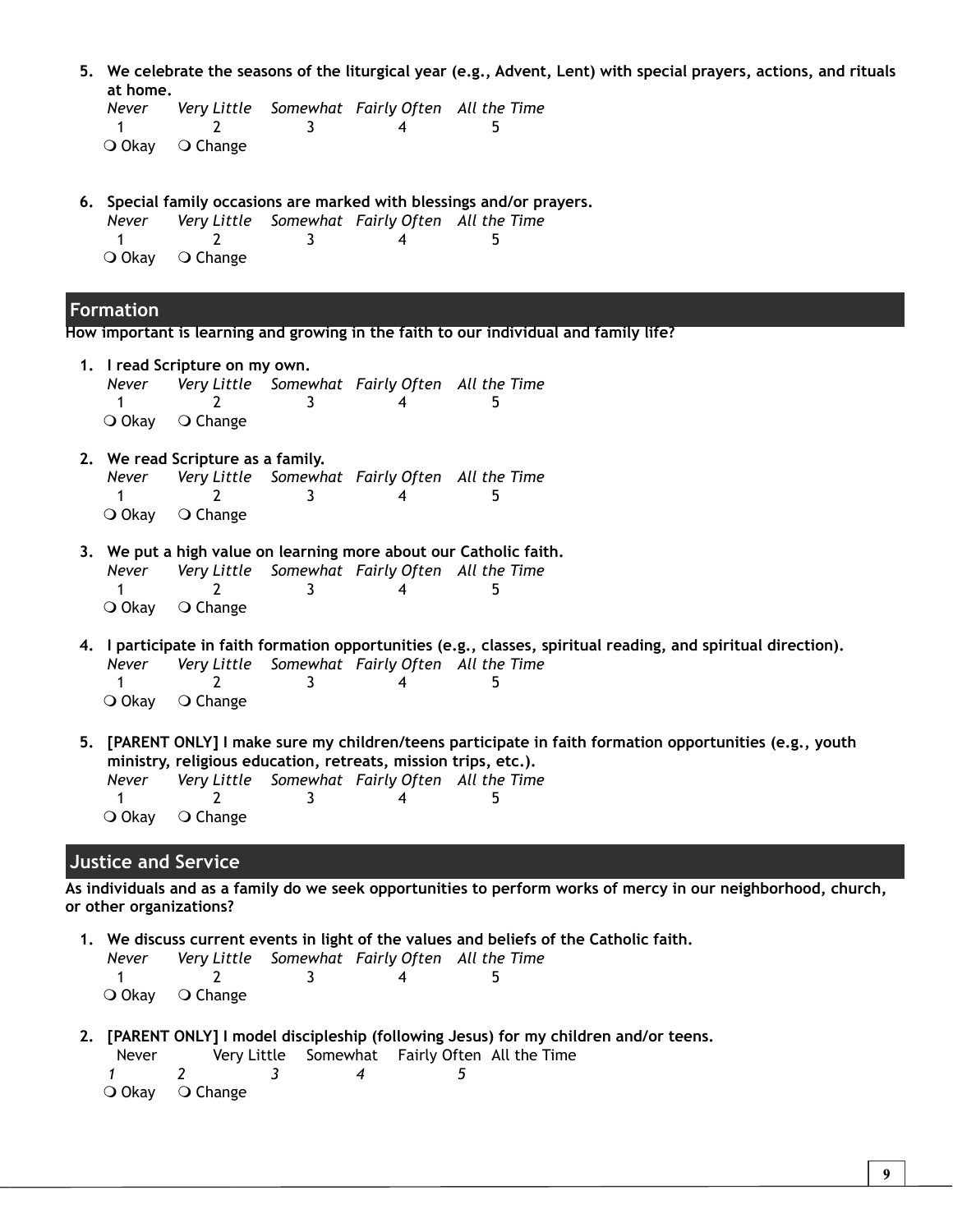5. **We celebrate the seasons of the liturgical year (e.g., Advent, Lent) with special prayers, actions, and rituals at home.**

| *Never* | *Very Little* | *Somewhat* | *Fairly Often* | *All the Time* |
|---|---|---|---|---|
| 1 | 2 | 3 | 4 | 5 |

❍ Okay ❍ Change

6. **Special family occasions are marked with blessings and/or prayers.**

| *Never* | *Very Little* | *Somewhat* | *Fairly Often* | *All the Time* |
|---|---|---|---|---|
| 1 | 2 | 3 | 4 | 5 |

❍ Okay ❍ Change

## Formation

**How important is learning and growing in the faith to our individual and family life?**

1. **I read Scripture on my own.**

| *Never* | *Very Little* | *Somewhat* | *Fairly Often* | *All the Time* |
|---|---|---|---|---|
| 1 | 2 | 3 | 4 | 5 |

❍ Okay ❍ Change

2. **We read Scripture as a family.**

| *Never* | *Very Little* | *Somewhat* | *Fairly Often* | *All the Time* |
|---|---|---|---|---|
| 1 | 2 | 3 | 4 | 5 |

❍ Okay ❍ Change

3. **We put a high value on learning more about our Catholic faith.**

| *Never* | *Very Little* | *Somewhat* | *Fairly Often* | *All the Time* |
|---|---|---|---|---|
| 1 | 2 | 3 | 4 | 5 |

❍ Okay ❍ Change

4. **I participate in faith formation opportunities (e.g., classes, spiritual reading, and spiritual direction).**

| *Never* | *Very Little* | *Somewhat* | *Fairly Often* | *All the Time* |
|---|---|---|---|---|
| 1 | 2 | 3 | 4 | 5 |

❍ Okay ❍ Change

5. **[PARENT ONLY] I make sure my children/teens participate in faith formation opportunities (e.g., youth ministry, religious education, retreats, mission trips, etc.).**

| *Never* | *Very Little* | *Somewhat* | *Fairly Often* | *All the Time* |
|---|---|---|---|---|
| 1 | 2 | 3 | 4 | 5 |

❍ Okay ❍ Change

## Justice and Service

**As individuals and as a family do we seek opportunities to perform works of mercy in our neighborhood, church, or other organizations?**

1. **We discuss current events in light of the values and beliefs of the Catholic faith.**

| *Never* | *Very Little* | *Somewhat* | *Fairly Often* | *All the Time* |
|---|---|---|---|---|
| 1 | 2 | 3 | 4 | 5 |

❍ Okay ❍ Change

2. **[PARENT ONLY] I model discipleship (following Jesus) for my children and/or teens.**

| Never | Very Little | Somewhat | Fairly Often | All the Time |
|---|---|---|---|---|
| *1* | *2* | *3* | *4* | *5* |

❍ Okay ❍ Change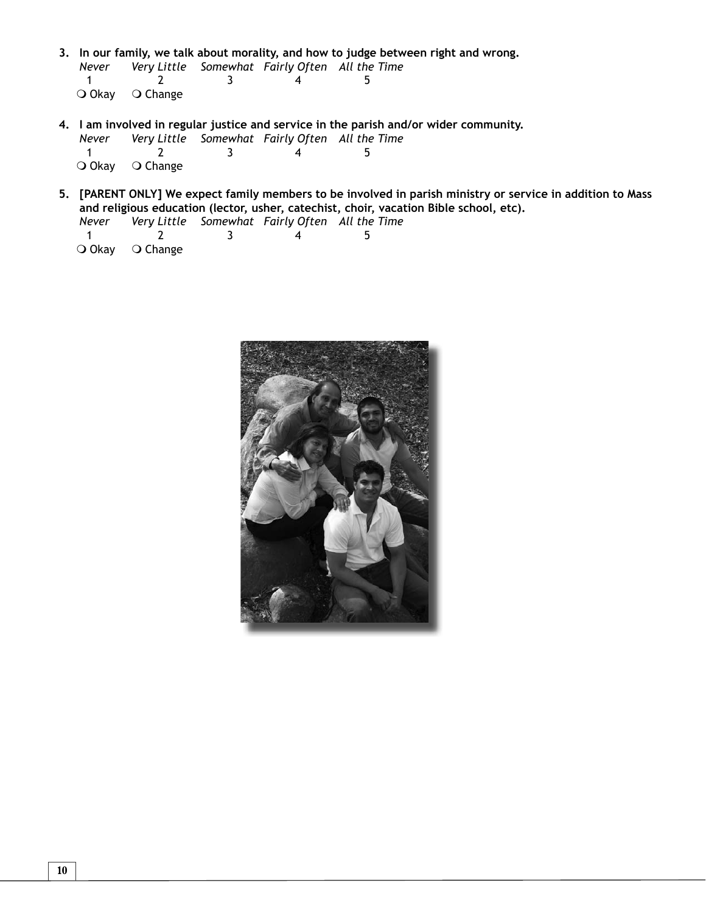3. **In our family, we talk about morality, and how to judge between right and wrong.**

| *Never* | *Very Little* | *Somewhat* | *Fairly Often* | *All the Time* |
|---|---|---|---|---|
| 1 | 2 | 3 | 4 | 5 |

❍ Okay ❍ Change

4. **I am involved in regular justice and service in the parish and/or wider community.**

| *Never* | *Very Little* | *Somewhat* | *Fairly Often* | *All the Time* |
|---|---|---|---|---|
| 1 | 2 | 3 | 4 | 5 |

❍ Okay ❍ Change

5. **[PARENT ONLY] We expect family members to be involved in parish ministry or service in addition to Mass and religious education (lector, usher, catechist, choir, vacation Bible school, etc).**

| *Never* | *Very Little* | *Somewhat* | *Fairly Often* | *All the Time* |
|---|---|---|---|---|
| 1 | 2 | 3 | 4 | 5 |

❍ Okay ❍ Change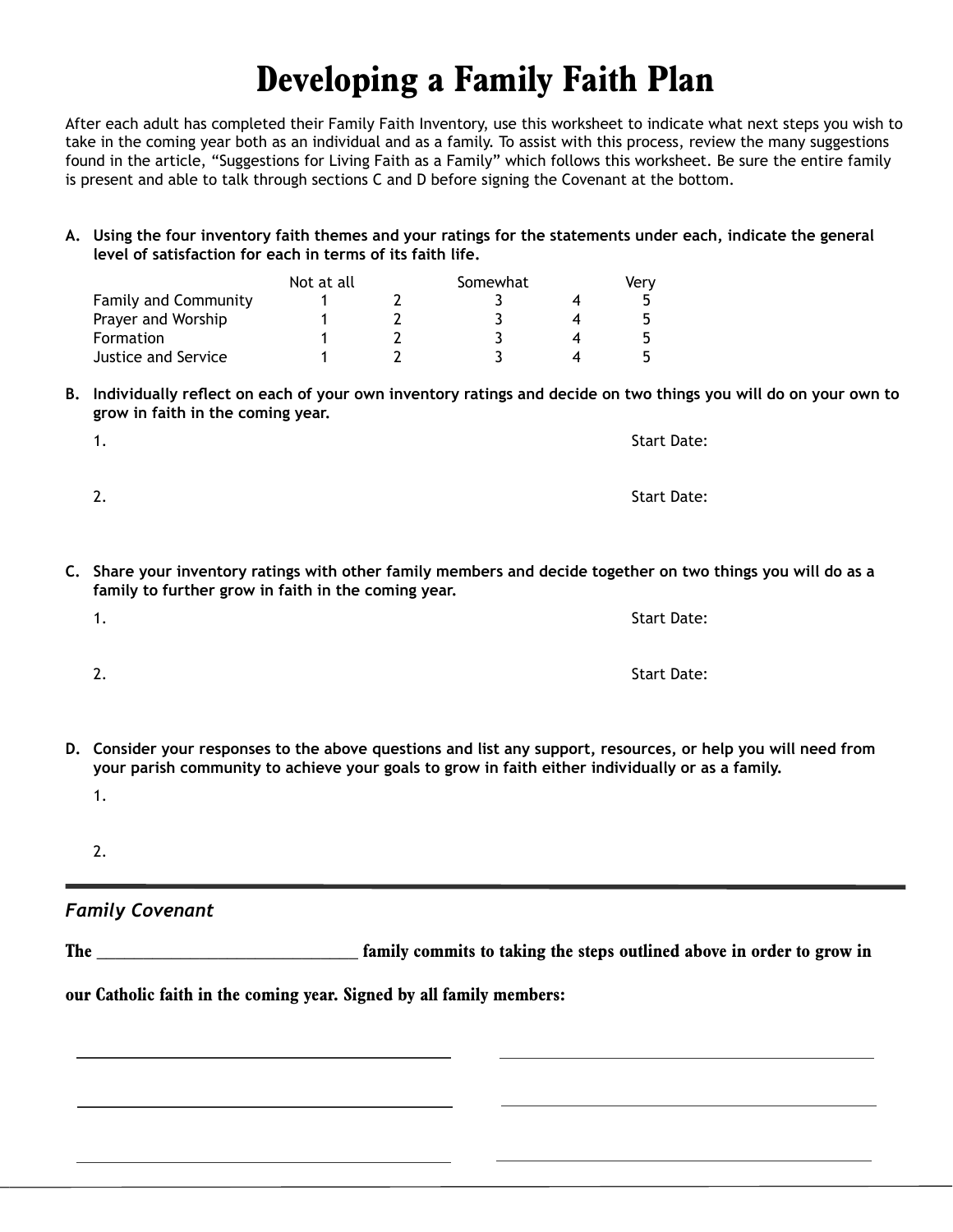# Developing a Family Faith Plan

After each adult has completed their Family Faith Inventory, use this worksheet to indicate what next steps you wish to take in the coming year both as an individual and as a family. To assist with this process, review the many suggestions found in the article, "Suggestions for Living Faith as a Family" which follows this worksheet. Be sure the entire family is present and able to talk through sections C and D before signing the Covenant at the bottom.

**A. Using the four inventory faith themes and your ratings for the statements under each, indicate the general level of satisfaction for each in terms of its faith life.**

| | Not at all | | Somewhat | | Very |
|---|---|---|---|---|---|
| Family and Community | 1 | 2 | 3 | 4 | 5 |
| Prayer and Worship | 1 | 2 | 3 | 4 | 5 |
| Formation | 1 | 2 | 3 | 4 | 5 |
| Justice and Service | 1 | 2 | 3 | 4 | 5 |

**B. Individually reflect on each of your own inventory ratings and decide on two things you will do on your own to grow in faith in the coming year.**

1. Start Date:

2. Start Date:

**C. Share your inventory ratings with other family members and decide together on two things you will do as a family to further grow in faith in the coming year.**

1. Start Date:

2. Start Date:

**D. Consider your responses to the above questions and list any support, resources, or help you will need from your parish community to achieve your goals to grow in faith either individually or as a family.**

1.

2.

---

*Family Covenant*

**The ______________________________ family commits to taking the steps outlined above in order to grow in our Catholic faith in the coming year. Signed by all family members:**

______________________________ ______________________________

______________________________ ______________________________

______________________________ ______________________________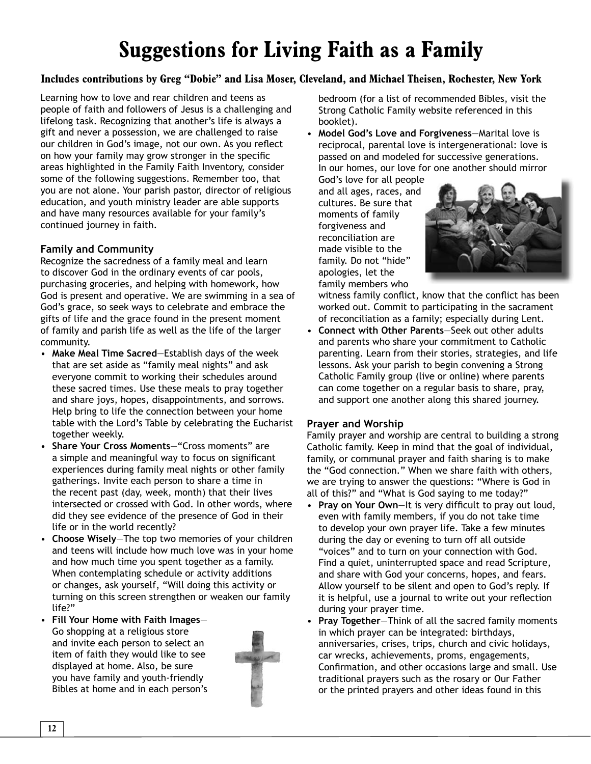# Suggestions for Living Faith as a Family

### Includes contributions by Greg "Dobie" and Lisa Moser, Cleveland, and Michael Theisen, Rochester, New York

Learning how to love and rear children and teens as people of faith and followers of Jesus is a challenging and lifelong task. Recognizing that another's life is always a gift and never a possession, we are challenged to raise our children in God's image, not our own. As you reflect on how your family may grow stronger in the specific areas highlighted in the Family Faith Inventory, consider some of the following suggestions. Remember too, that you are not alone. Your parish pastor, director of religious education, and youth ministry leader are able supports and have many resources available for your family's continued journey in faith.

## Family and Community

Recognize the sacredness of a family meal and learn to discover God in the ordinary events of car pools, purchasing groceries, and helping with homework, how God is present and operative. We are swimming in a sea of God's grace, so seek ways to celebrate and embrace the gifts of life and the grace found in the present moment of family and parish life as well as the life of the larger community.

- **Make Meal Time Sacred**—Establish days of the week that are set aside as "family meal nights" and ask everyone commit to working their schedules around these sacred times. Use these meals to pray together and share joys, hopes, disappointments, and sorrows. Help bring to life the connection between your home table with the Lord's Table by celebrating the Eucharist together weekly.
- **Share Your Cross Moments**—"Cross moments" are a simple and meaningful way to focus on significant experiences during family meal nights or other family gatherings. Invite each person to share a time in the recent past (day, week, month) that their lives intersected or crossed with God. In other words, where did they see evidence of the presence of God in their life or in the world recently?
- **Choose Wisely**—The top two memories of your children and teens will include how much love was in your home and how much time you spent together as a family. When contemplating schedule or activity additions or changes, ask yourself, "Will doing this activity or turning on this screen strengthen or weaken our family life?"
- **Fill Your Home with Faith Images**—Go shopping at a religious store and invite each person to select an item of faith they would like to see displayed at home. Also, be sure you have family and youth-friendly Bibles at home and in each person's bedroom (for a list of recommended Bibles, visit the Strong Catholic Family website referenced in this booklet).
- **Model God's Love and Forgiveness**—Marital love is reciprocal, parental love is intergenerational: love is passed on and modeled for successive generations. In our homes, our love for one another should mirror God's love for all people and all ages, races, and cultures. Be sure that moments of family forgiveness and reconciliation are made visible to the family. Do not "hide" apologies, let the family members who witness family conflict, know that the conflict has been worked out. Commit to participating in the sacrament of reconciliation as a family; especially during Lent.
- **Connect with Other Parents**—Seek out other adults and parents who share your commitment to Catholic parenting. Learn from their stories, strategies, and life lessons. Ask your parish to begin convening a Strong Catholic Family group (live or online) where parents can come together on a regular basis to share, pray, and support one another along this shared journey.

## Prayer and Worship

Family prayer and worship are central to building a strong Catholic family. Keep in mind that the goal of individual, family, or communal prayer and faith sharing is to make the "God connection." When we share faith with others, we are trying to answer the questions: "Where is God in all of this?" and "What is God saying to me today?"

- **Pray on Your Own**—It is very difficult to pray out loud, even with family members, if you do not take time to develop your own prayer life. Take a few minutes during the day or evening to turn off all outside "voices" and to turn on your connection with God. Find a quiet, uninterrupted space and read Scripture, and share with God your concerns, hopes, and fears. Allow yourself to be silent and open to God's reply. If it is helpful, use a journal to write out your reflection during your prayer time.
- **Pray Together**—Think of all the sacred family moments in which prayer can be integrated: birthdays, anniversaries, crises, trips, church and civic holidays, car wrecks, achievements, proms, engagements, Confirmation, and other occasions large and small. Use traditional prayers such as the rosary or Our Father or the printed prayers and other ideas found in this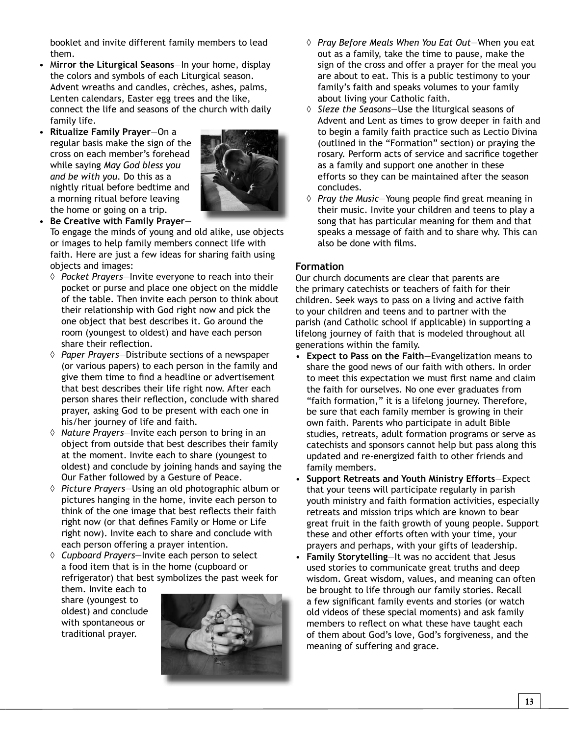booklet and invite different family members to lead them.

- **Mirror the Liturgical Seasons**—In your home, display the colors and symbols of each Liturgical season. Advent wreaths and candles, crèches, ashes, palms, Lenten calendars, Easter egg trees and the like, connect the life and seasons of the church with daily family life.
- **Ritualize Family Prayer**—On a regular basis make the sign of the cross on each member's forehead while saying *May God bless you and be with you.* Do this as a nightly ritual before bedtime and a morning ritual before leaving the home or going on a trip.
- **Be Creative with Family Prayer**—To engage the minds of young and old alike, use objects or images to help family members connect life with faith. Here are just a few ideas for sharing faith using objects and images:
    - ◊ *Pocket Prayers*—Invite everyone to reach into their pocket or purse and place one object on the middle of the table. Then invite each person to think about their relationship with God right now and pick the one object that best describes it. Go around the room (youngest to oldest) and have each person share their reflection.
    - ◊ *Paper Prayers*—Distribute sections of a newspaper (or various papers) to each person in the family and give them time to find a headline or advertisement that best describes their life right now. After each person shares their reflection, conclude with shared prayer, asking God to be present with each one in his/her journey of life and faith.
    - ◊ *Nature Prayers*—Invite each person to bring in an object from outside that best describes their family at the moment. Invite each to share (youngest to oldest) and conclude by joining hands and saying the Our Father followed by a Gesture of Peace.
    - ◊ *Picture Prayers*—Using an old photographic album or pictures hanging in the home, invite each person to think of the one image that best reflects their faith right now (or that defines Family or Home or Life right now). Invite each to share and conclude with each person offering a prayer intention.
    - ◊ *Cupboard Prayers*—Invite each person to select a food item that is in the home (cupboard or refrigerator) that best symbolizes the past week for them. Invite each to share (youngest to oldest) and conclude with spontaneous or traditional prayer.
    - ◊ *Pray Before Meals When You Eat Out*—When you eat out as a family, take the time to pause, make the sign of the cross and offer a prayer for the meal you are about to eat. This is a public testimony to your family's faith and speaks volumes to your family about living your Catholic faith.
    - ◊ *Sieze the Seasons*—Use the liturgical seasons of Advent and Lent as times to grow deeper in faith and to begin a family faith practice such as Lectio Divina (outlined in the "Formation" section) or praying the rosary. Perform acts of service and sacrifice together as a family and support one another in these efforts so they can be maintained after the season concludes.
    - ◊ *Pray the Music*—Young people find great meaning in their music. Invite your children and teens to play a song that has particular meaning for them and that speaks a message of faith and to share why. This can also be done with films.

### Formation

Our church documents are clear that parents are the primary catechists or teachers of faith for their children. Seek ways to pass on a living and active faith to your children and teens and to partner with the parish (and Catholic school if applicable) in supporting a lifelong journey of faith that is modeled throughout all generations within the family.

- **Expect to Pass on the Faith**—Evangelization means to share the good news of our faith with others. In order to meet this expectation we must first name and claim the faith for ourselves. No one ever graduates from "faith formation," it is a lifelong journey. Therefore, be sure that each family member is growing in their own faith. Parents who participate in adult Bible studies, retreats, adult formation programs or serve as catechists and sponsors cannot help but pass along this updated and re-energized faith to other friends and family members.
- **Support Retreats and Youth Ministry Efforts**—Expect that your teens will participate regularly in parish youth ministry and faith formation activities, especially retreats and mission trips which are known to bear great fruit in the faith growth of young people. Support these and other efforts often with your time, your prayers and perhaps, with your gifts of leadership.
- **Family Storytelling**—It was no accident that Jesus used stories to communicate great truths and deep wisdom. Great wisdom, values, and meaning can often be brought to life through our family stories. Recall a few significant family events and stories (or watch old videos of these special moments) and ask family members to reflect on what these have taught each of them about God's love, God's forgiveness, and the meaning of suffering and grace.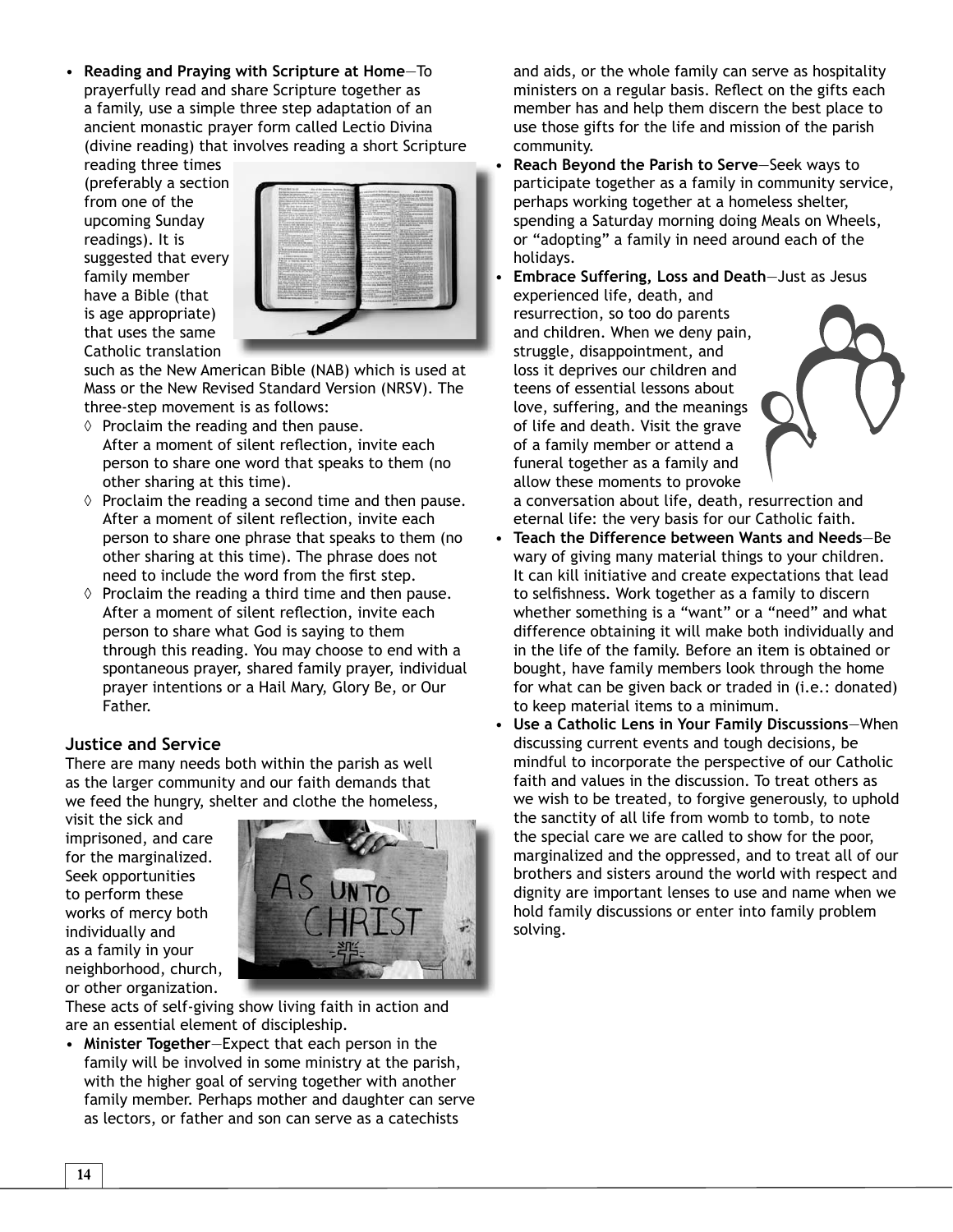- **Reading and Praying with Scripture at Home**—To prayerfully read and share Scripture together as a family, use a simple three step adaptation of an ancient monastic prayer form called Lectio Divina (divine reading) that involves reading a short Scripture reading three times (preferably a section from one of the upcoming Sunday readings). It is suggested that every family member have a Bible (that is age appropriate) that uses the same Catholic translation such as the New American Bible (NAB) which is used at Mass or the New Revised Standard Version (NRSV). The three-step movement is as follows:
  - ◊ Proclaim the reading and then pause. After a moment of silent reflection, invite each person to share one word that speaks to them (no other sharing at this time).
  - ◊ Proclaim the reading a second time and then pause. After a moment of silent reflection, invite each person to share one phrase that speaks to them (no other sharing at this time). The phrase does not need to include the word from the first step.
  - ◊ Proclaim the reading a third time and then pause. After a moment of silent reflection, invite each person to share what God is saying to them through this reading. You may choose to end with a spontaneous prayer, shared family prayer, individual prayer intentions or a Hail Mary, Glory Be, or Our Father.

### Justice and Service

There are many needs both within the parish as well as the larger community and our faith demands that we feed the hungry, shelter and clothe the homeless, visit the sick and imprisoned, and care for the marginalized. Seek opportunities to perform these works of mercy both individually and as a family in your neighborhood, church, or other organization. These acts of self-giving show living faith in action and are an essential element of discipleship.

- **Minister Together**—Expect that each person in the family will be involved in some ministry at the parish, with the higher goal of serving together with another family member. Perhaps mother and daughter can serve as lectors, or father and son can serve as a catechists and aids, or the whole family can serve as hospitality ministers on a regular basis. Reflect on the gifts each member has and help them discern the best place to use those gifts for the life and mission of the parish community.
- **Reach Beyond the Parish to Serve**—Seek ways to participate together as a family in community service, perhaps working together at a homeless shelter, spending a Saturday morning doing Meals on Wheels, or "adopting" a family in need around each of the holidays.
- **Embrace Suffering, Loss and Death**—Just as Jesus experienced life, death, and resurrection, so too do parents and children. When we deny pain, struggle, disappointment, and loss it deprives our children and teens of essential lessons about love, suffering, and the meanings of life and death. Visit the grave of a family member or attend a funeral together as a family and allow these moments to provoke a conversation about life, death, resurrection and eternal life: the very basis for our Catholic faith.
- **Teach the Difference between Wants and Needs**—Be wary of giving many material things to your children. It can kill initiative and create expectations that lead to selfishness. Work together as a family to discern whether something is a "want" or a "need" and what difference obtaining it will make both individually and in the life of the family. Before an item is obtained or bought, have family members look through the home for what can be given back or traded in (i.e.: donated) to keep material items to a minimum.
- **Use a Catholic Lens in Your Family Discussions**—When discussing current events and tough decisions, be mindful to incorporate the perspective of our Catholic faith and values in the discussion. To treat others as we wish to be treated, to forgive generously, to uphold the sanctity of all life from womb to tomb, to note the special care we are called to show for the poor, marginalized and the oppressed, and to treat all of our brothers and sisters around the world with respect and dignity are important lenses to use and name when we hold family discussions or enter into family problem solving.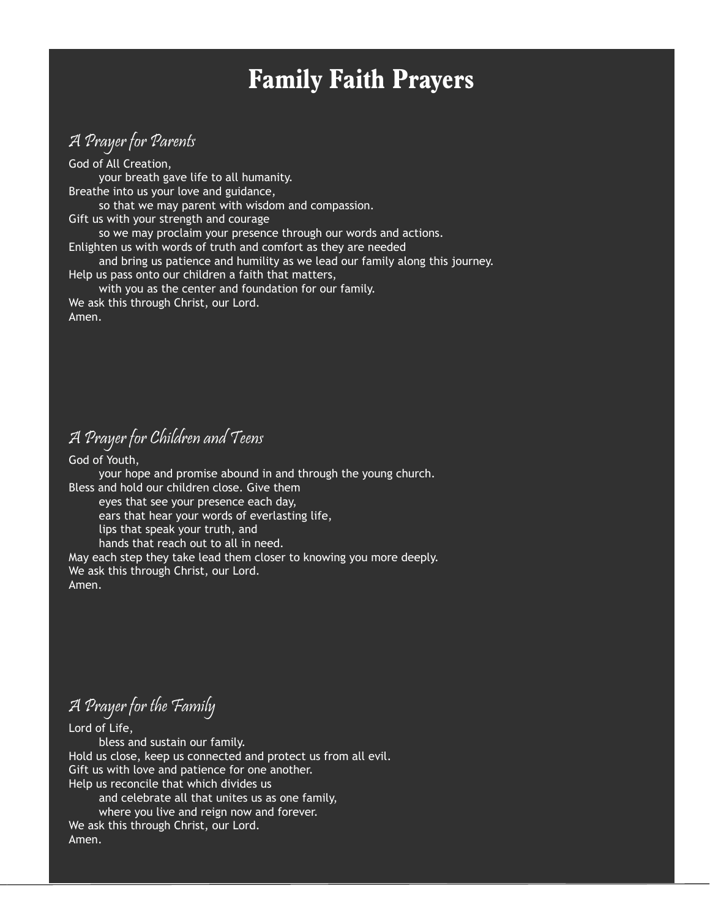# Family Faith Prayers

## *A Prayer for Parents*

God of All Creation,
your breath gave life to all humanity.
Breathe into us your love and guidance,
so that we may parent with wisdom and compassion.
Gift us with your strength and courage
so we may proclaim your presence through our words and actions.
Enlighten us with words of truth and comfort as they are needed
and bring us patience and humility as we lead our family along this journey.
Help us pass onto our children a faith that matters,
with you as the center and foundation for our family.
We ask this through Christ, our Lord.
Amen.

## *A Prayer for Children and Teens*

God of Youth,
your hope and promise abound in and through the young church.
Bless and hold our children close. Give them
eyes that see your presence each day,
ears that hear your words of everlasting life,
lips that speak your truth, and
hands that reach out to all in need.
May each step they take lead them closer to knowing you more deeply.
We ask this through Christ, our Lord.
Amen.

## *A Prayer for the Family*

Lord of Life,
bless and sustain our family.
Hold us close, keep us connected and protect us from all evil.
Gift us with love and patience for one another.
Help us reconcile that which divides us
and celebrate all that unites us as one family,
where you live and reign now and forever.
We ask this through Christ, our Lord.
Amen.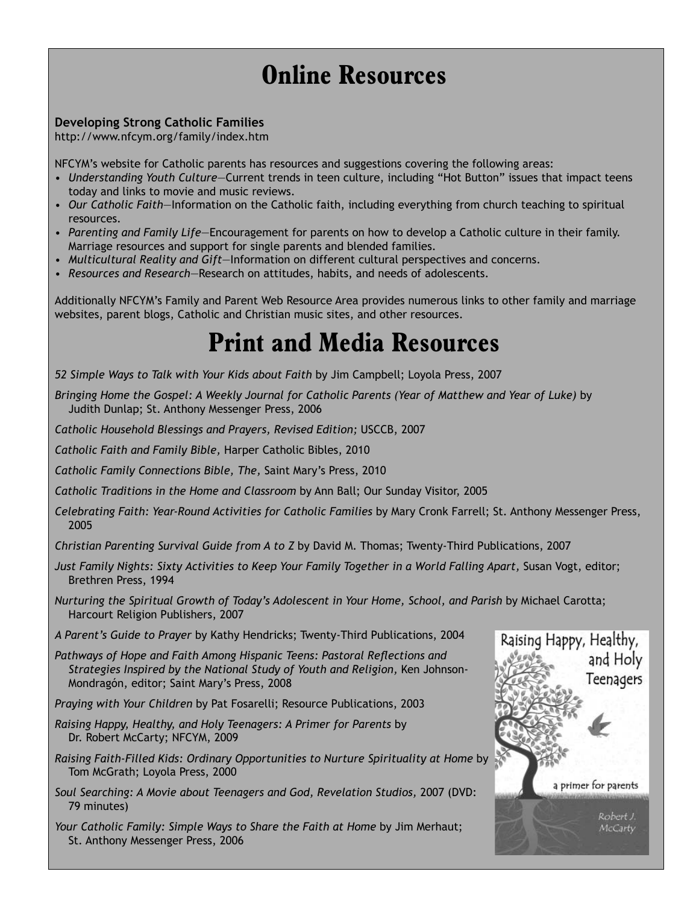# Online Resources

**Developing Strong Catholic Families**
http://www.nfcym.org/family/index.htm

NFCYM's website for Catholic parents has resources and suggestions covering the following areas:

- *Understanding Youth Culture*—Current trends in teen culture, including "Hot Button" issues that impact teens today and links to movie and music reviews.
- *Our Catholic Faith*—Information on the Catholic faith, including everything from church teaching to spiritual resources.
- *Parenting and Family Life*—Encouragement for parents on how to develop a Catholic culture in their family. Marriage resources and support for single parents and blended families.
- *Multicultural Reality and Gift*—Information on different cultural perspectives and concerns.
- *Resources and Research*—Research on attitudes, habits, and needs of adolescents.

Additionally NFCYM's Family and Parent Web Resource Area provides numerous links to other family and marriage websites, parent blogs, Catholic and Christian music sites, and other resources.

# Print and Media Resources

*52 Simple Ways to Talk with Your Kids about Faith* by Jim Campbell; Loyola Press, 2007

*Bringing Home the Gospel: A Weekly Journal for Catholic Parents (Year of Matthew and Year of Luke)* by Judith Dunlap; St. Anthony Messenger Press, 2006

*Catholic Household Blessings and Prayers, Revised Edition;* USCCB, 2007

*Catholic Faith and Family Bible,* Harper Catholic Bibles, 2010

*Catholic Family Connections Bible, The,* Saint Mary's Press, 2010

*Catholic Traditions in the Home and Classroom* by Ann Ball; Our Sunday Visitor, 2005

*Celebrating Faith: Year-Round Activities for Catholic Families* by Mary Cronk Farrell; St. Anthony Messenger Press, 2005

*Christian Parenting Survival Guide from A to Z* by David M. Thomas; Twenty-Third Publications, 2007

*Just Family Nights: Sixty Activities to Keep Your Family Together in a World Falling Apart,* Susan Vogt, editor; Brethren Press, 1994

*Nurturing the Spiritual Growth of Today's Adolescent in Your Home, School, and Parish* by Michael Carotta; Harcourt Religion Publishers, 2007

*A Parent's Guide to Prayer* by Kathy Hendricks; Twenty-Third Publications, 2004

*Pathways of Hope and Faith Among Hispanic Teens: Pastoral Reflections and Strategies Inspired by the National Study of Youth and Religion,* Ken Johnson-Mondragón, editor; Saint Mary's Press, 2008

*Praying with Your Children* by Pat Fosarelli; Resource Publications, 2003

*Raising Happy, Healthy, and Holy Teenagers: A Primer for Parents* by Dr. Robert McCarty; NFCYM, 2009

*Raising Faith-Filled Kids: Ordinary Opportunities to Nurture Spirituality at Home* by Tom McGrath; Loyola Press, 2000

*Soul Searching: A Movie about Teenagers and God, Revelation Studios,* 2007 (DVD: 79 minutes)

*Your Catholic Family: Simple Ways to Share the Faith at Home* by Jim Merhaut; St. Anthony Messenger Press, 2006